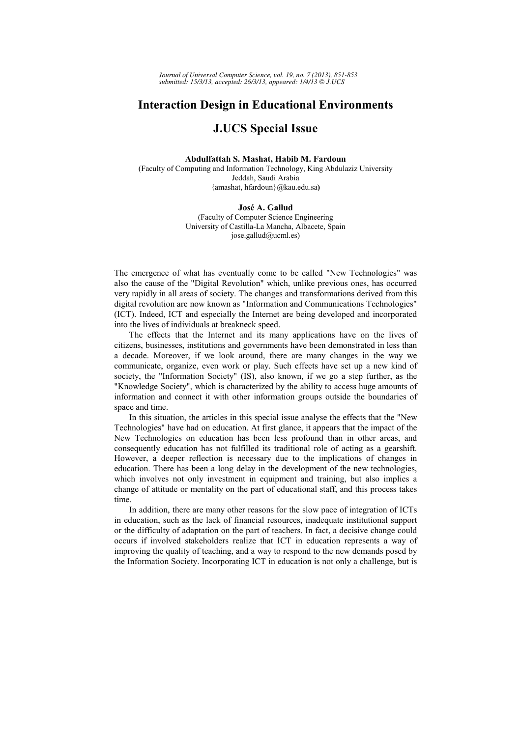# Interaction Design in Educational Environments

## J.UCS Special Issue

**Abdulfattah S. Mashat, Habib M. Fardoun**
(Faculty of Computing and Information Technology, King Abdulaziz University
Jeddah, Saudi Arabia
{amashat, hfardoun}@kau.edu.sa)

**José A. Gallud**
(Faculty of Computer Science Engineering
University of Castilla-La Mancha, Albacete, Spain
jose.gallud@ucml.es)

The emergence of what has eventually come to be called "New Technologies" was also the cause of the "Digital Revolution" which, unlike previous ones, has occurred very rapidly in all areas of society. The changes and transformations derived from this digital revolution are now known as "Information and Communications Technologies" (ICT). Indeed, ICT and especially the Internet are being developed and incorporated into the lives of individuals at breakneck speed.

The effects that the Internet and its many applications have on the lives of citizens, businesses, institutions and governments have been demonstrated in less than a decade. Moreover, if we look around, there are many changes in the way we communicate, organize, even work or play. Such effects have set up a new kind of society, the "Information Society" (IS), also known, if we go a step further, as the "Knowledge Society", which is characterized by the ability to access huge amounts of information and connect it with other information groups outside the boundaries of space and time.

In this situation, the articles in this special issue analyse the effects that the "New Technologies" have had on education. At first glance, it appears that the impact of the New Technologies on education has been less profound than in other areas, and consequently education has not fulfilled its traditional role of acting as a gearshift. However, a deeper reflection is necessary due to the implications of changes in education. There has been a long delay in the development of the new technologies, which involves not only investment in equipment and training, but also implies a change of attitude or mentality on the part of educational staff, and this process takes time.

In addition, there are many other reasons for the slow pace of integration of ICTs in education, such as the lack of financial resources, inadequate institutional support or the difficulty of adaptation on the part of teachers. In fact, a decisive change could occurs if involved stakeholders realize that ICT in education represents a way of improving the quality of teaching, and a way to respond to the new demands posed by the Information Society. Incorporating ICT in education is not only a challenge, but is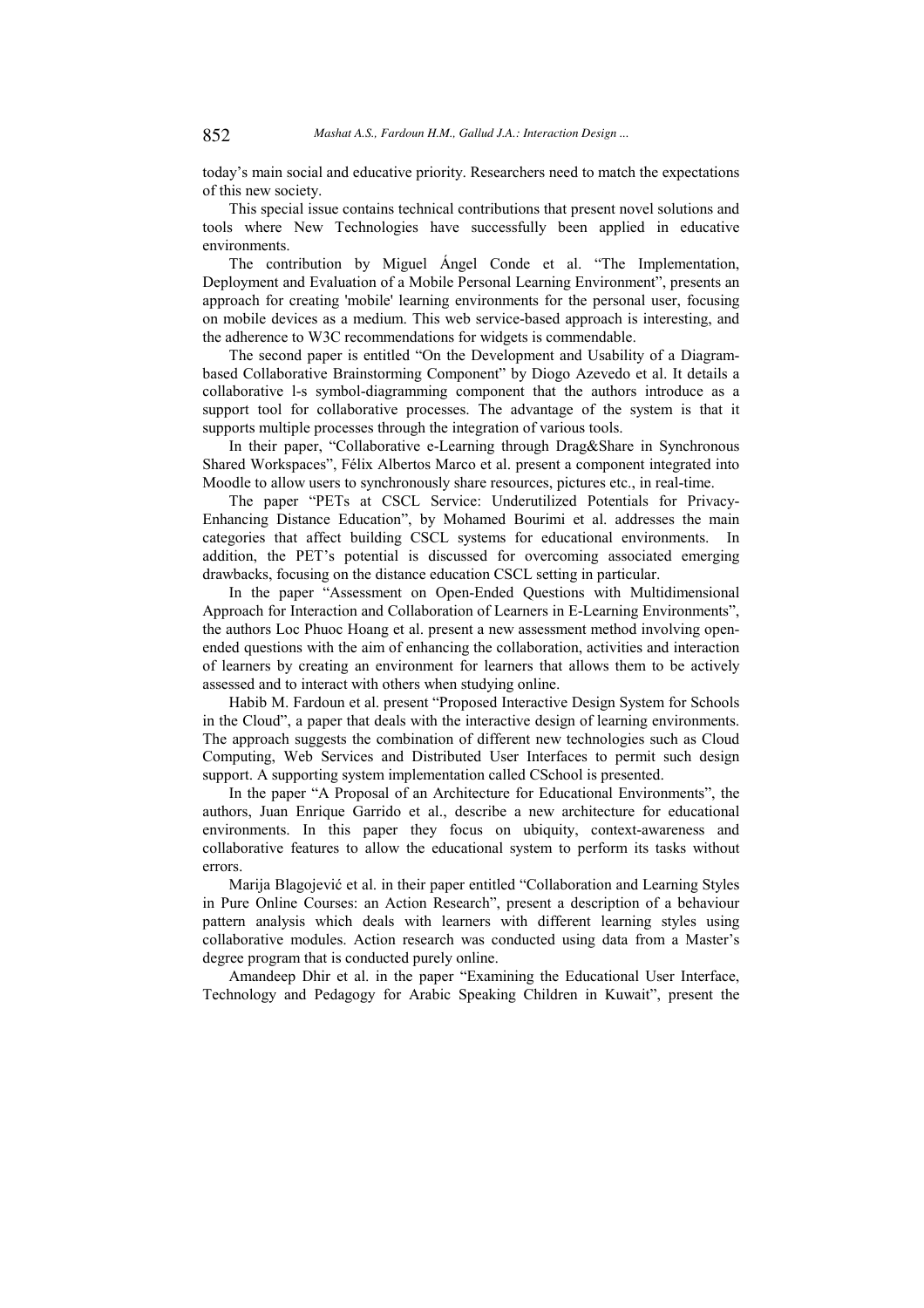today's main social and educative priority. Researchers need to match the expectations of this new society.

This special issue contains technical contributions that present novel solutions and tools where New Technologies have successfully been applied in educative environments.

The contribution by Miguel Ángel Conde et al. "The Implementation, Deployment and Evaluation of a Mobile Personal Learning Environment", presents an approach for creating 'mobile' learning environments for the personal user, focusing on mobile devices as a medium. This web service-based approach is interesting, and the adherence to W3C recommendations for widgets is commendable.

The second paper is entitled "On the Development and Usability of a Diagram-based Collaborative Brainstorming Component" by Diogo Azevedo et al. It details a collaborative l-s symbol-diagramming component that the authors introduce as a support tool for collaborative processes. The advantage of the system is that it supports multiple processes through the integration of various tools.

In their paper, "Collaborative e-Learning through Drag&Share in Synchronous Shared Workspaces", Félix Albertos Marco et al. present a component integrated into Moodle to allow users to synchronously share resources, pictures etc., in real-time.

The paper "PETs at CSCL Service: Underutilized Potentials for Privacy-Enhancing Distance Education", by Mohamed Bourimi et al. addresses the main categories that affect building CSCL systems for educational environments. In addition, the PET's potential is discussed for overcoming associated emerging drawbacks, focusing on the distance education CSCL setting in particular.

In the paper "Assessment on Open-Ended Questions with Multidimensional Approach for Interaction and Collaboration of Learners in E-Learning Environments", the authors Loc Phuoc Hoang et al. present a new assessment method involving open-ended questions with the aim of enhancing the collaboration, activities and interaction of learners by creating an environment for learners that allows them to be actively assessed and to interact with others when studying online.

Habib M. Fardoun et al. present "Proposed Interactive Design System for Schools in the Cloud", a paper that deals with the interactive design of learning environments. The approach suggests the combination of different new technologies such as Cloud Computing, Web Services and Distributed User Interfaces to permit such design support. A supporting system implementation called CSchool is presented.

In the paper "A Proposal of an Architecture for Educational Environments", the authors, Juan Enrique Garrido et al., describe a new architecture for educational environments. In this paper they focus on ubiquity, context-awareness and collaborative features to allow the educational system to perform its tasks without errors.

Marija Blagojević et al. in their paper entitled "Collaboration and Learning Styles in Pure Online Courses: an Action Research", present a description of a behaviour pattern analysis which deals with learners with different learning styles using collaborative modules. Action research was conducted using data from a Master's degree program that is conducted purely online.

Amandeep Dhir et al. in the paper "Examining the Educational User Interface, Technology and Pedagogy for Arabic Speaking Children in Kuwait", present the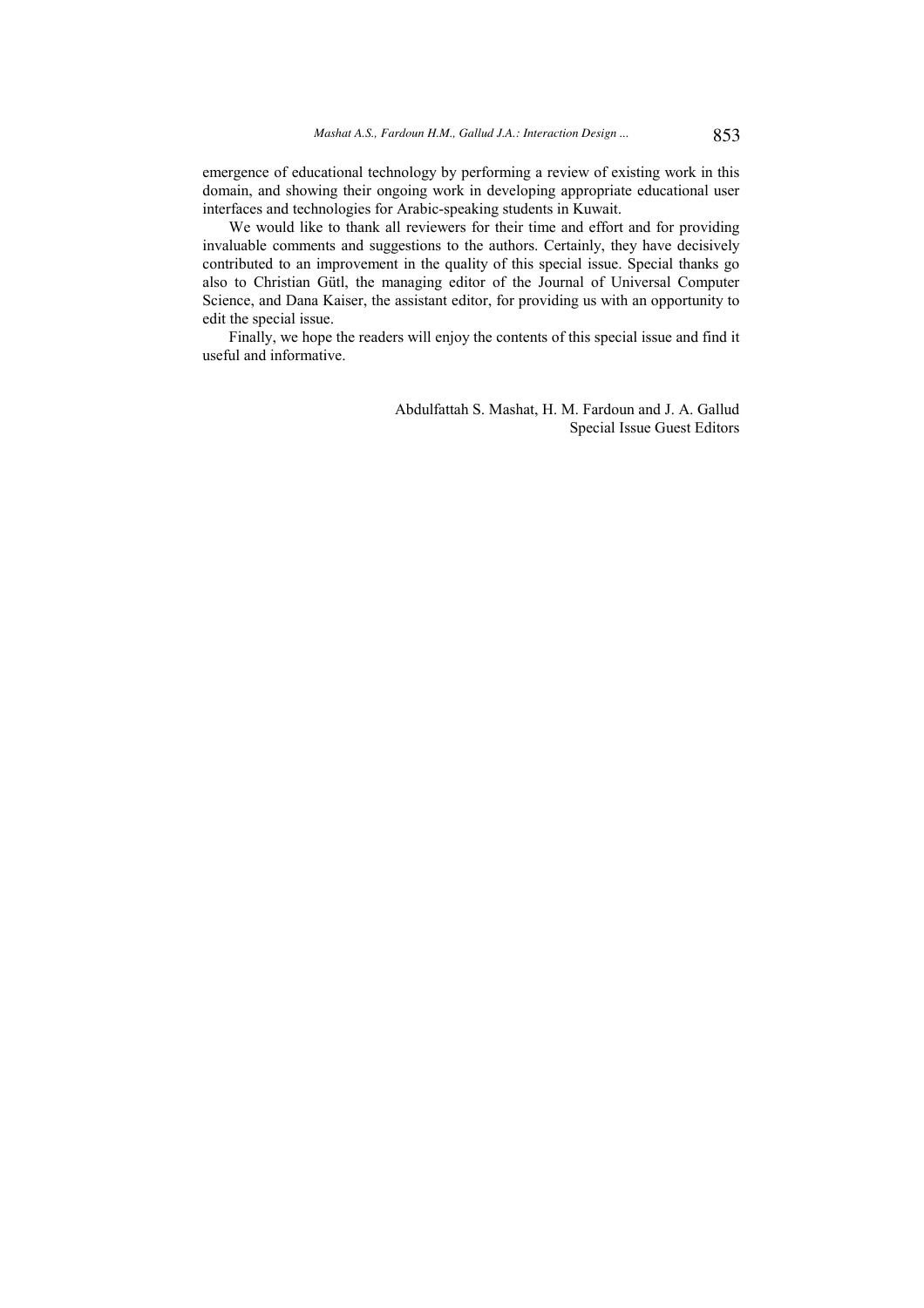emergence of educational technology by performing a review of existing work in this domain, and showing their ongoing work in developing appropriate educational user interfaces and technologies for Arabic-speaking students in Kuwait.

We would like to thank all reviewers for their time and effort and for providing invaluable comments and suggestions to the authors. Certainly, they have decisively contributed to an improvement in the quality of this special issue. Special thanks go also to Christian Gütl, the managing editor of the Journal of Universal Computer Science, and Dana Kaiser, the assistant editor, for providing us with an opportunity to edit the special issue.

Finally, we hope the readers will enjoy the contents of this special issue and find it useful and informative.

Abdulfattah S. Mashat, H. M. Fardoun and J. A. Gallud
Special Issue Guest Editors